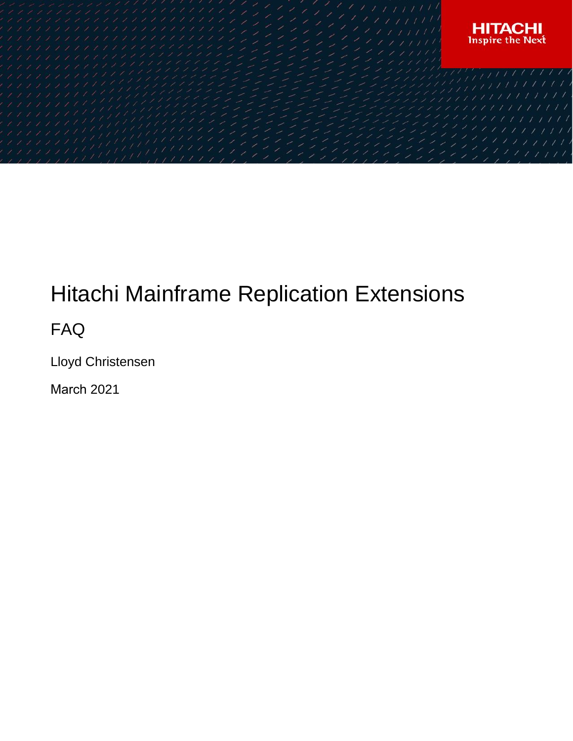# Hitachi Mainframe Replication Extensions

## FAQ

Lloyd Christensen

March 2021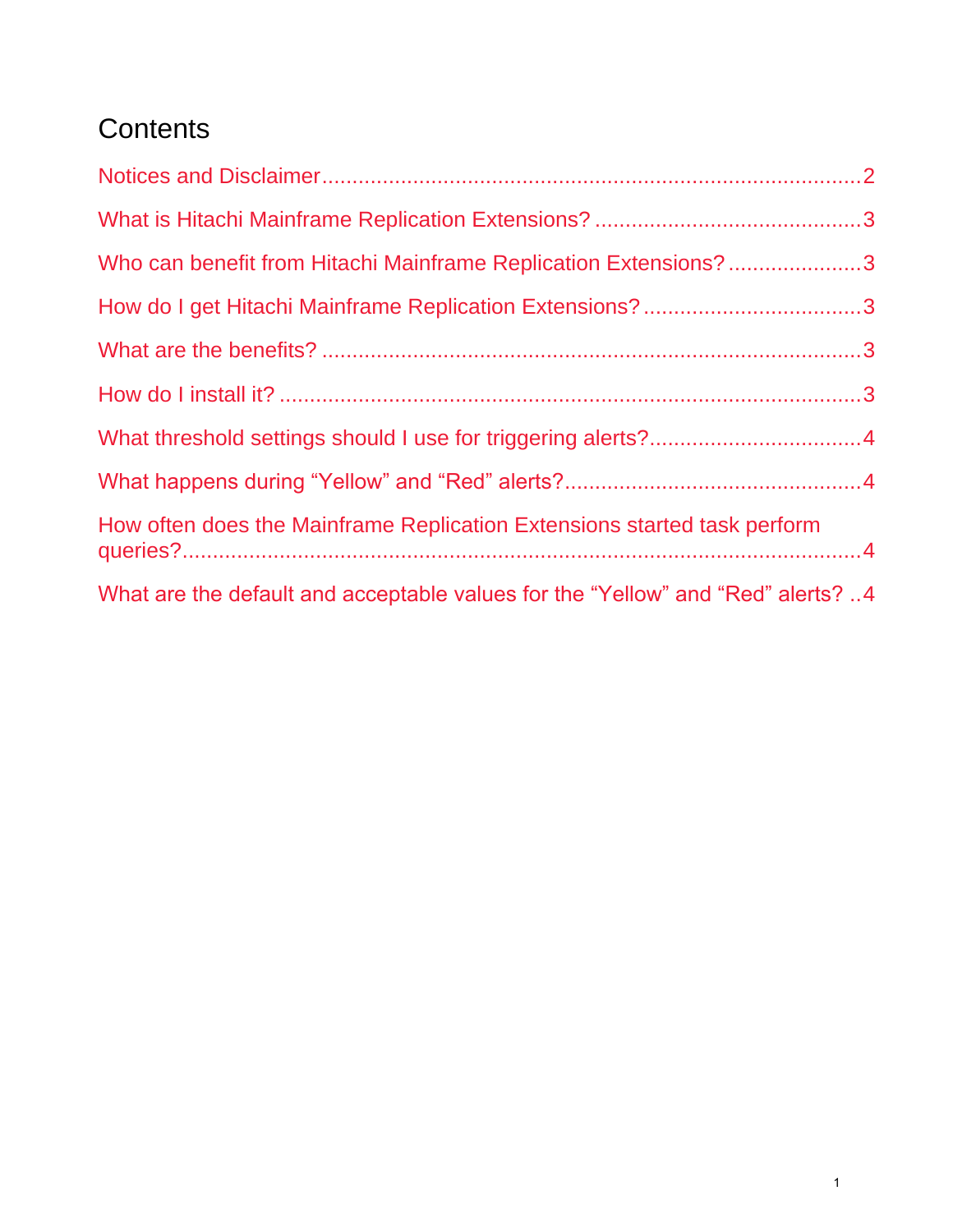# Contents

- Notices and Disclaimer ........ 2
- What is Hitachi Mainframe Replication Extensions? ........ 3
- Who can benefit from Hitachi Mainframe Replication Extensions? ........ 3
- How do I get Hitachi Mainframe Replication Extensions? ........ 3
- What are the benefits? ........ 3
- How do I install it? ........ 3
- What threshold settings should I use for triggering alerts? ........ 4
- What happens during “Yellow” and “Red” alerts? ........ 4
- How often does the Mainframe Replication Extensions started task perform queries? ........ 4
- What are the default and acceptable values for the “Yellow” and “Red” alerts? ........ 4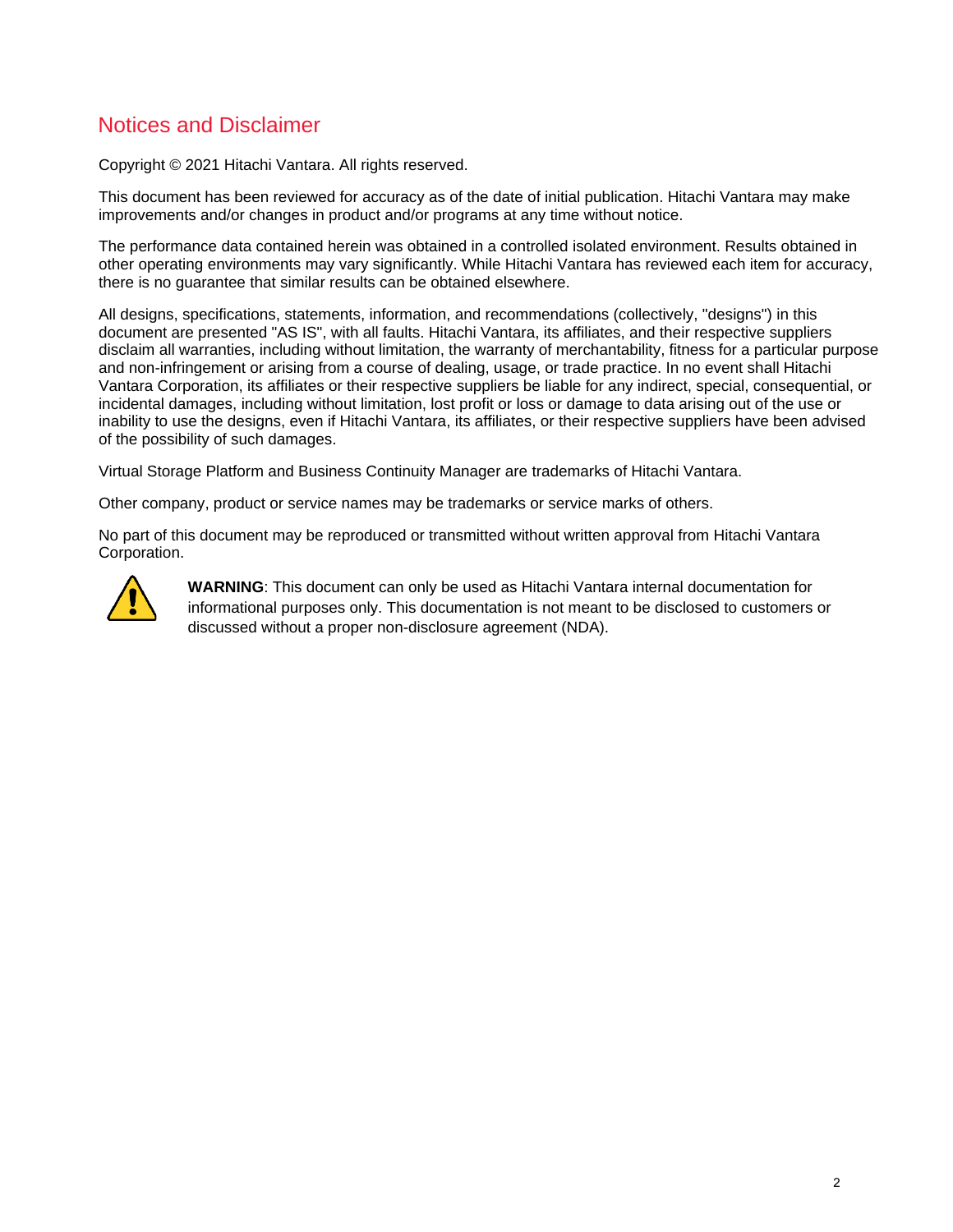## Notices and Disclaimer

Copyright © 2021 Hitachi Vantara. All rights reserved.

This document has been reviewed for accuracy as of the date of initial publication. Hitachi Vantara may make improvements and/or changes in product and/or programs at any time without notice.

The performance data contained herein was obtained in a controlled isolated environment. Results obtained in other operating environments may vary significantly. While Hitachi Vantara has reviewed each item for accuracy, there is no guarantee that similar results can be obtained elsewhere.

All designs, specifications, statements, information, and recommendations (collectively, "designs") in this document are presented "AS IS", with all faults. Hitachi Vantara, its affiliates, and their respective suppliers disclaim all warranties, including without limitation, the warranty of merchantability, fitness for a particular purpose and non-infringement or arising from a course of dealing, usage, or trade practice. In no event shall Hitachi Vantara Corporation, its affiliates or their respective suppliers be liable for any indirect, special, consequential, or incidental damages, including without limitation, lost profit or loss or damage to data arising out of the use or inability to use the designs, even if Hitachi Vantara, its affiliates, or their respective suppliers have been advised of the possibility of such damages.

Virtual Storage Platform and Business Continuity Manager are trademarks of Hitachi Vantara.

Other company, product or service names may be trademarks or service marks of others.

No part of this document may be reproduced or transmitted without written approval from Hitachi Vantara Corporation.

**WARNING**: This document can only be used as Hitachi Vantara internal documentation for informational purposes only. This documentation is not meant to be disclosed to customers or discussed without a proper non-disclosure agreement (NDA).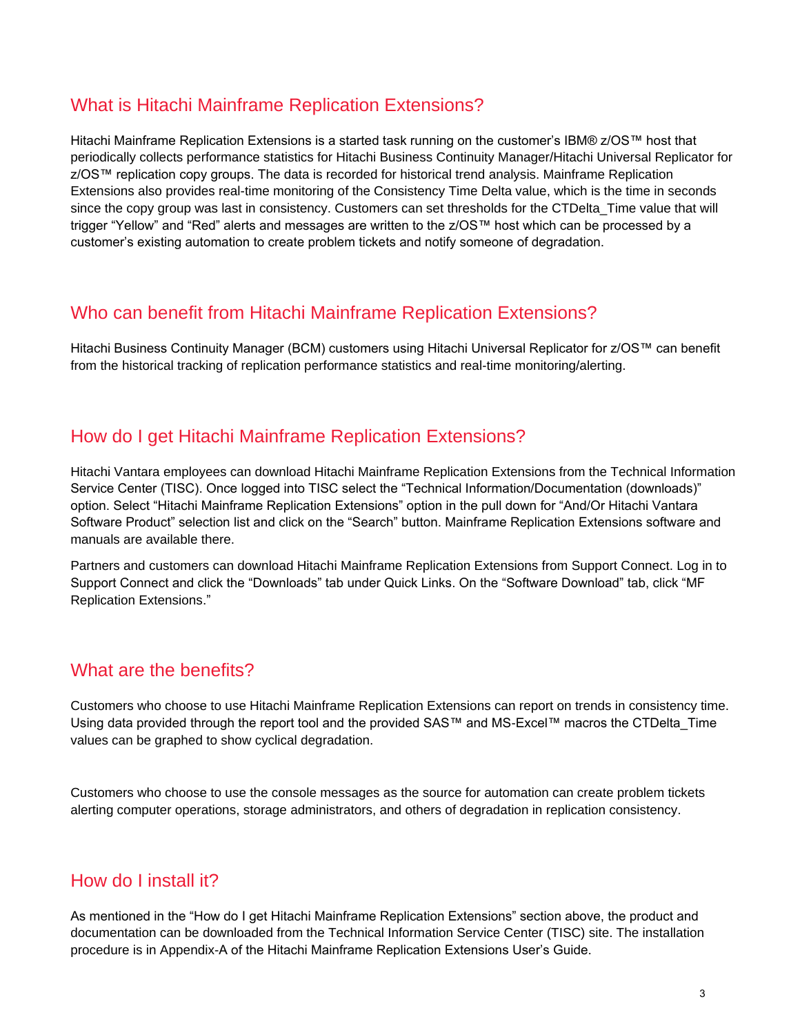## What is Hitachi Mainframe Replication Extensions?

Hitachi Mainframe Replication Extensions is a started task running on the customer's IBM® z/OS™ host that periodically collects performance statistics for Hitachi Business Continuity Manager/Hitachi Universal Replicator for z/OS™ replication copy groups. The data is recorded for historical trend analysis. Mainframe Replication Extensions also provides real-time monitoring of the Consistency Time Delta value, which is the time in seconds since the copy group was last in consistency. Customers can set thresholds for the CTDelta_Time value that will trigger "Yellow" and "Red" alerts and messages are written to the z/OS™ host which can be processed by a customer's existing automation to create problem tickets and notify someone of degradation.

## Who can benefit from Hitachi Mainframe Replication Extensions?

Hitachi Business Continuity Manager (BCM) customers using Hitachi Universal Replicator for z/OS™ can benefit from the historical tracking of replication performance statistics and real-time monitoring/alerting.

## How do I get Hitachi Mainframe Replication Extensions?

Hitachi Vantara employees can download Hitachi Mainframe Replication Extensions from the Technical Information Service Center (TISC). Once logged into TISC select the "Technical Information/Documentation (downloads)" option. Select "Hitachi Mainframe Replication Extensions" option in the pull down for "And/Or Hitachi Vantara Software Product" selection list and click on the "Search" button. Mainframe Replication Extensions software and manuals are available there.

Partners and customers can download Hitachi Mainframe Replication Extensions from Support Connect. Log in to Support Connect and click the "Downloads" tab under Quick Links. On the "Software Download" tab, click "MF Replication Extensions."

## What are the benefits?

Customers who choose to use Hitachi Mainframe Replication Extensions can report on trends in consistency time. Using data provided through the report tool and the provided SAS™ and MS-Excel™ macros the CTDelta_Time values can be graphed to show cyclical degradation.

Customers who choose to use the console messages as the source for automation can create problem tickets alerting computer operations, storage administrators, and others of degradation in replication consistency.

## How do I install it?

As mentioned in the "How do I get Hitachi Mainframe Replication Extensions" section above, the product and documentation can be downloaded from the Technical Information Service Center (TISC) site. The installation procedure is in Appendix-A of the Hitachi Mainframe Replication Extensions User's Guide.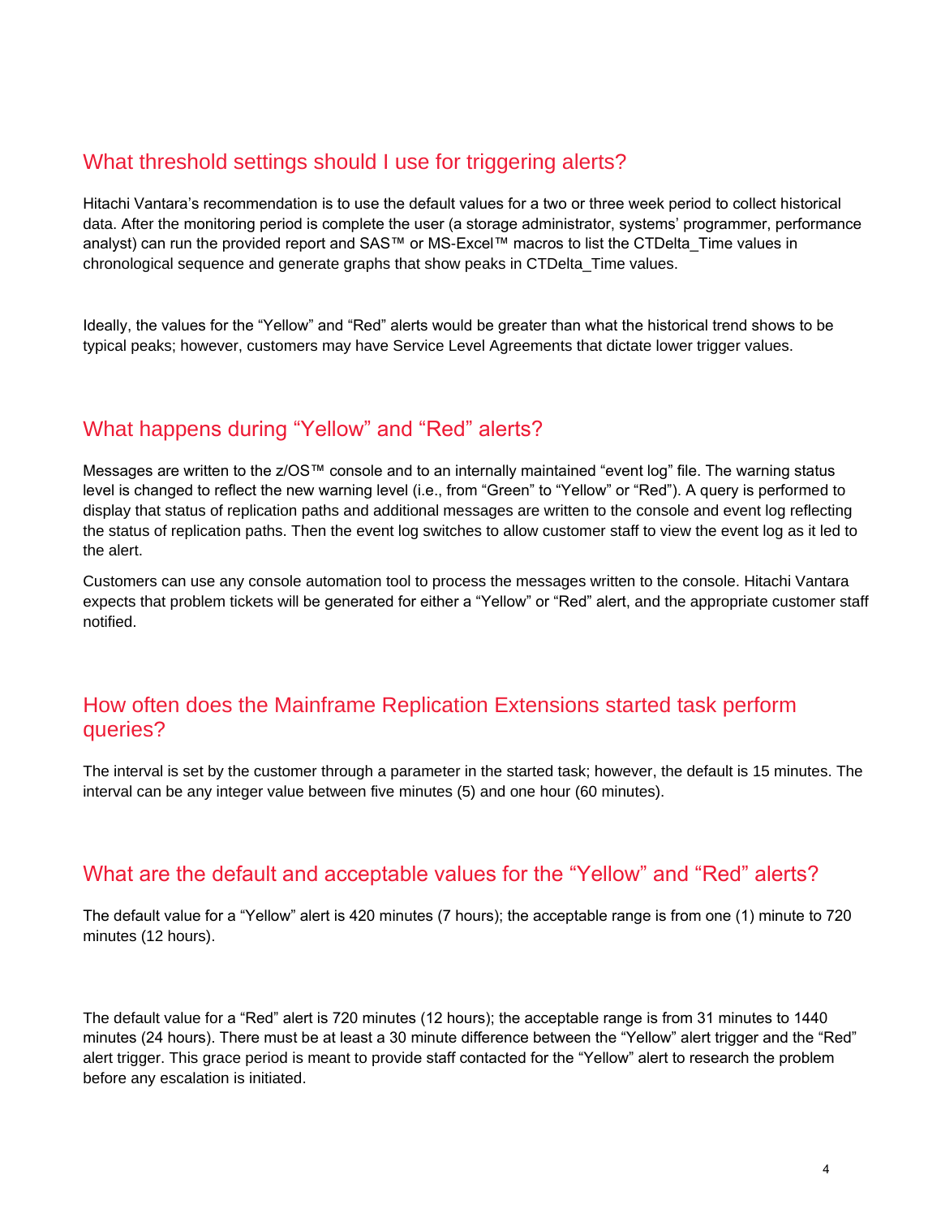## What threshold settings should I use for triggering alerts?

Hitachi Vantara's recommendation is to use the default values for a two or three week period to collect historical data. After the monitoring period is complete the user (a storage administrator, systems' programmer, performance analyst) can run the provided report and SAS™ or MS-Excel™ macros to list the CTDelta_Time values in chronological sequence and generate graphs that show peaks in CTDelta_Time values.

Ideally, the values for the "Yellow" and "Red" alerts would be greater than what the historical trend shows to be typical peaks; however, customers may have Service Level Agreements that dictate lower trigger values.

## What happens during "Yellow" and "Red" alerts?

Messages are written to the z/OS™ console and to an internally maintained "event log" file. The warning status level is changed to reflect the new warning level (i.e., from "Green" to "Yellow" or "Red"). A query is performed to display that status of replication paths and additional messages are written to the console and event log reflecting the status of replication paths. Then the event log switches to allow customer staff to view the event log as it led to the alert.

Customers can use any console automation tool to process the messages written to the console. Hitachi Vantara expects that problem tickets will be generated for either a "Yellow" or "Red" alert, and the appropriate customer staff notified.

## How often does the Mainframe Replication Extensions started task perform queries?

The interval is set by the customer through a parameter in the started task; however, the default is 15 minutes. The interval can be any integer value between five minutes (5) and one hour (60 minutes).

## What are the default and acceptable values for the "Yellow" and "Red" alerts?

The default value for a "Yellow" alert is 420 minutes (7 hours); the acceptable range is from one (1) minute to 720 minutes (12 hours).

The default value for a "Red" alert is 720 minutes (12 hours); the acceptable range is from 31 minutes to 1440 minutes (24 hours). There must be at least a 30 minute difference between the "Yellow" alert trigger and the "Red" alert trigger. This grace period is meant to provide staff contacted for the "Yellow" alert to research the problem before any escalation is initiated.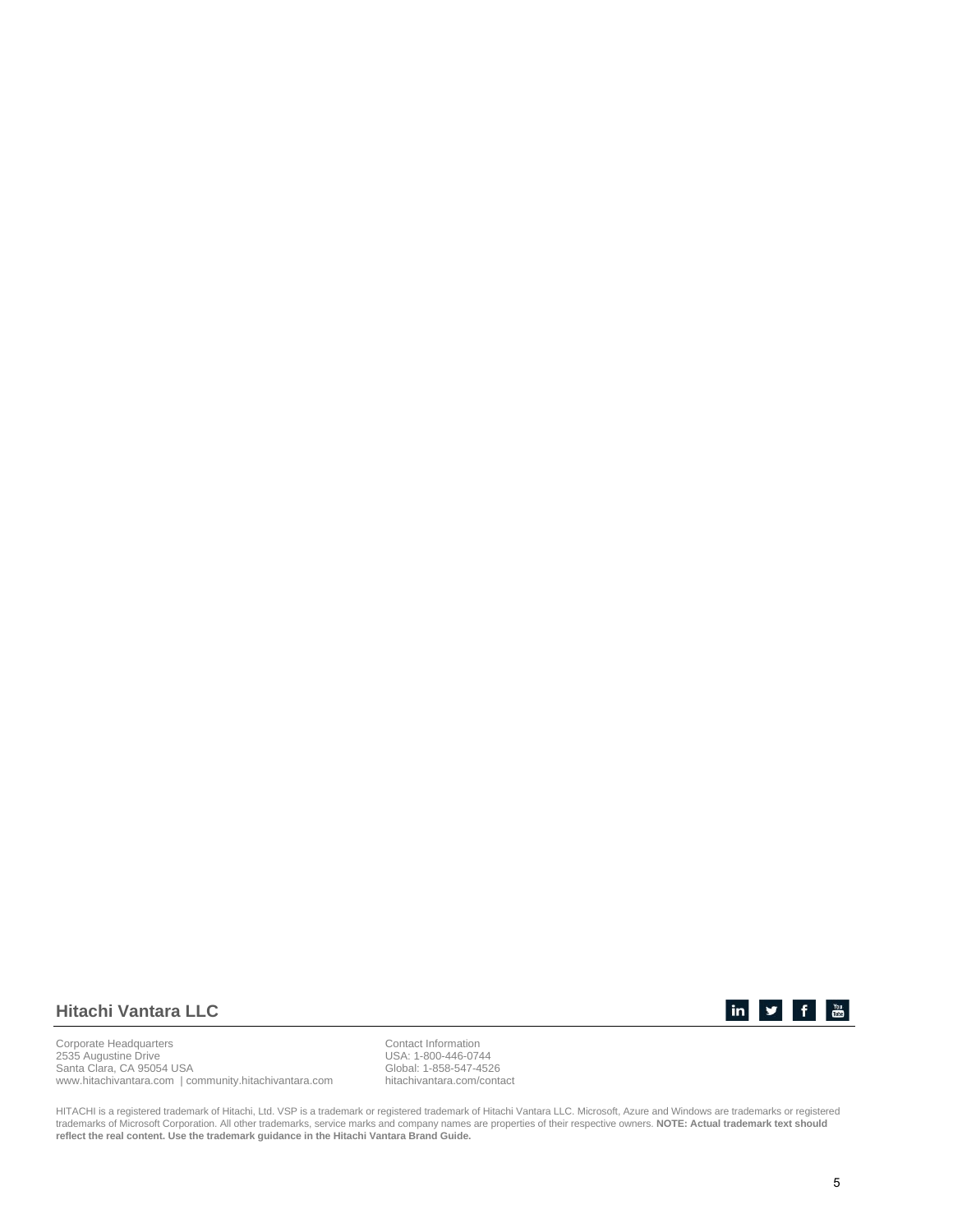## Hitachi Vantara LLC

Corporate Headquarters
2535 Augustine Drive
Santa Clara, CA 95054 USA
www.hitachivantara.com | community.hitachivantara.com

Contact Information
USA: 1-800-446-0744
Global: 1-858-547-4526
hitachivantara.com/contact

HITACHI is a registered trademark of Hitachi, Ltd. VSP is a trademark or registered trademark of Hitachi Vantara LLC. Microsoft, Azure and Windows are trademarks or registered trademarks of Microsoft Corporation. All other trademarks, service marks and company names are properties of their respective owners. **NOTE: Actual trademark text should reflect the real content. Use the trademark guidance in the Hitachi Vantara Brand Guide.**